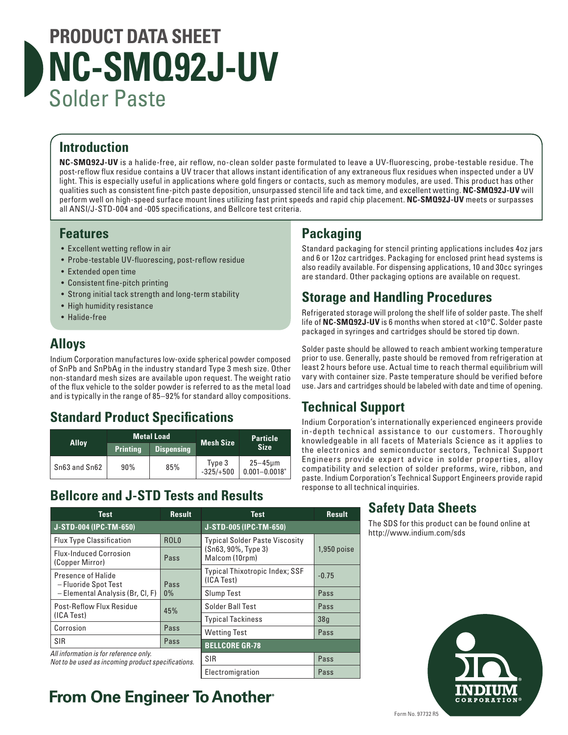# PRODUCT DATA SHEET
# NC-SMQ92J-UV
## Solder Paste

## Introduction

**NC-SMQ92J-UV** is a halide-free, air reflow, no-clean solder paste formulated to leave a UV-fluorescing, probe-testable residue. The post-reflow flux residue contains a UV tracer that allows instant identification of any extraneous flux residues when inspected under a UV light. This is especially useful in applications where gold fingers or contacts, such as memory modules, are used. This product has other qualities such as consistent fine-pitch paste deposition, unsurpassed stencil life and tack time, and excellent wetting. **NC-SMQ92J-UV** will perform well on high-speed surface mount lines utilizing fast print speeds and rapid chip placement. **NC-SMQ92J-UV** meets or surpasses all ANSI/J-STD-004 and -005 specifications, and Bellcore test criteria.

## Features

- Excellent wetting reflow in air
- Probe-testable UV-fluorescing, post-reflow residue
- Extended open time
- Consistent fine-pitch printing
- Strong initial tack strength and long-term stability
- High humidity resistance
- Halide-free

## Alloys

Indium Corporation manufactures low-oxide spherical powder composed of SnPb and SnPbAg in the industry standard Type 3 mesh size. Other non-standard mesh sizes are available upon request. The weight ratio of the flux vehicle to the solder powder is referred to as the metal load and is typically in the range of 85–92% for standard alloy compositions.

## Standard Product Specifications

| Alloy | Metal Load | | Mesh Size | Particle Size |
|---|---|---|---|---|
| | Printing | Dispensing | | |
| Sn63 and Sn62 | 90% | 85% | Type 3 -325/+500 | 25–45µm 0.001–0.0018" |

## Bellcore and J-STD Tests and Results

| Test | Result |
|---|---|
| **J-STD-004 (IPC-TM-650)** | |
| Flux Type Classification | ROL0 |
| Flux-Induced Corrosion (Copper Mirror) | Pass |
| Presence of Halide – Fluoride Spot Test – Elemental Analysis (Br, Cl, F) | Pass 0% |
| Post-Reflow Flux Residue (ICA Test) | 45% |
| Corrosion | Pass |
| SIR | Pass |

| Test | Result |
|---|---|
| **J-STD-005 (IPC-TM-650)** | |
| Typical Solder Paste Viscosity (Sn63, 90%, Type 3) Malcom (10rpm) | 1,950 poise |
| Typical Thixotropic Index; SSF (ICA Test) | -0.75 |
| Slump Test | Pass |
| Solder Ball Test | Pass |
| Typical Tackiness | 38g |
| Wetting Test | Pass |
| **BELLCORE GR-78** | |
| SIR | Pass |
| Electromigration | Pass |

*All information is for reference only.*
*Not to be used as incoming product specifications.*

## Packaging

Standard packaging for stencil printing applications includes 4oz jars and 6 or 12oz cartridges. Packaging for enclosed print head systems is also readily available. For dispensing applications, 10 and 30cc syringes are standard. Other packaging options are available on request.

## Storage and Handling Procedures

Refrigerated storage will prolong the shelf life of solder paste. The shelf life of **NC-SMQ92J-UV** is 6 months when stored at <10°C. Solder paste packaged in syringes and cartridges should be stored tip down.

Solder paste should be allowed to reach ambient working temperature prior to use. Generally, paste should be removed from refrigeration at least 2 hours before use. Actual time to reach thermal equilibrium will vary with container size. Paste temperature should be verified before use. Jars and cartridges should be labeled with date and time of opening.

## Technical Support

Indium Corporation's internationally experienced engineers provide in-depth technical assistance to our customers. Thoroughly knowledgeable in all facets of Materials Science as it applies to the electronics and semiconductor sectors, Technical Support Engineers provide expert advice in solder properties, alloy compatibility and selection of solder preforms, wire, ribbon, and paste. Indium Corporation's Technical Support Engineers provide rapid response to all technical inquiries.

## Safety Data Sheets

The SDS for this product can be found online at http://www.indium.com/sds

**From One Engineer To Another®**

Form No. 97732 R5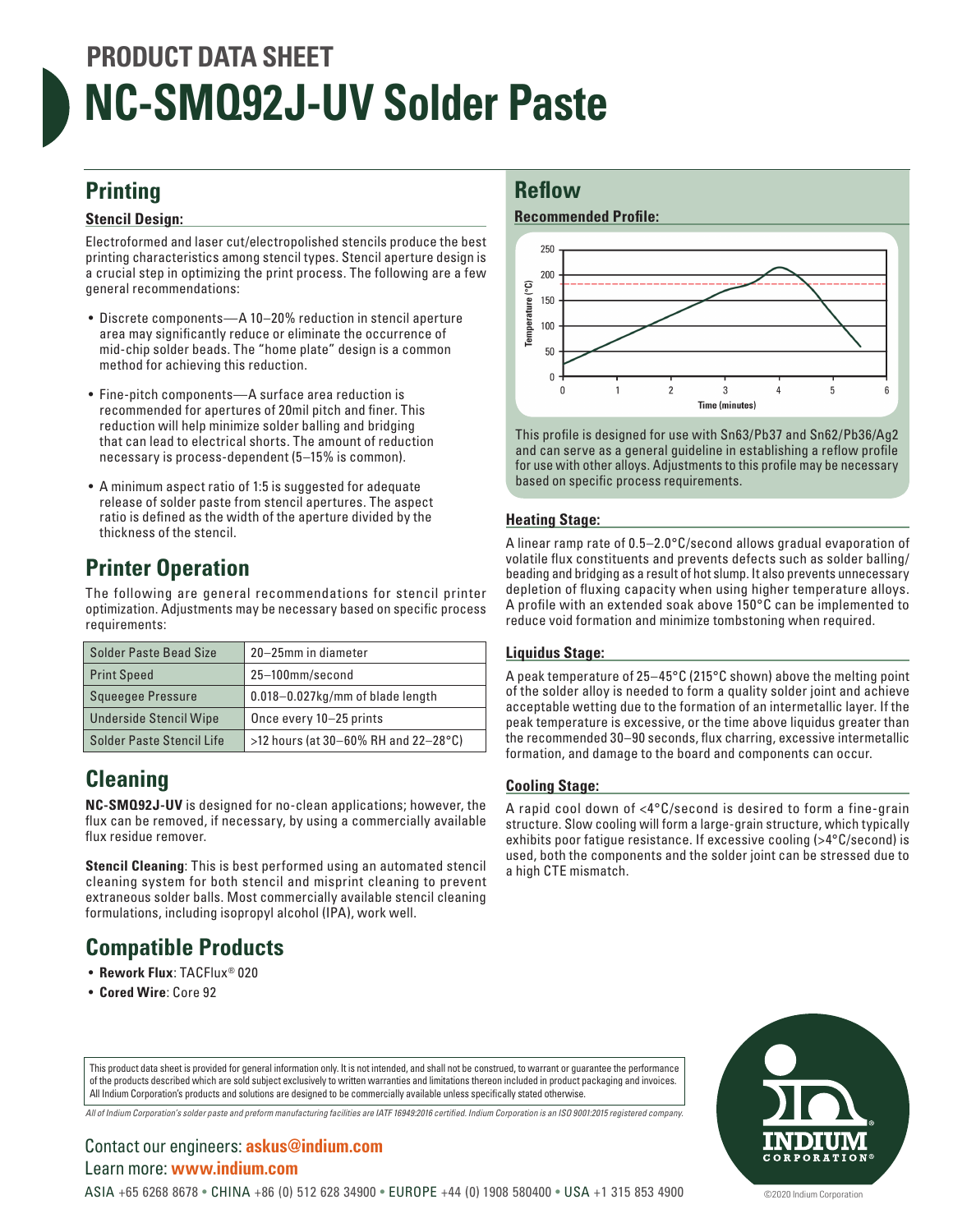# PRODUCT DATA SHEET
# NC-SMQ92J-UV Solder Paste

## Printing

### Stencil Design:

Electroformed and laser cut/electropolished stencils produce the best printing characteristics among stencil types. Stencil aperture design is a crucial step in optimizing the print process. The following are a few general recommendations:

- Discrete components—A 10–20% reduction in stencil aperture area may significantly reduce or eliminate the occurrence of mid-chip solder beads. The "home plate" design is a common method for achieving this reduction.
- Fine-pitch components—A surface area reduction is recommended for apertures of 20mil pitch and finer. This reduction will help minimize solder balling and bridging that can lead to electrical shorts. The amount of reduction necessary is process-dependent (5–15% is common).
- A minimum aspect ratio of 1:5 is suggested for adequate release of solder paste from stencil apertures. The aspect ratio is defined as the width of the aperture divided by the thickness of the stencil.

## Printer Operation

The following are general recommendations for stencil printer optimization. Adjustments may be necessary based on specific process requirements:

| | |
|---|---|
| Solder Paste Bead Size | 20–25mm in diameter |
| Print Speed | 25–100mm/second |
| Squeegee Pressure | 0.018–0.027kg/mm of blade length |
| Underside Stencil Wipe | Once every 10–25 prints |
| Solder Paste Stencil Life | >12 hours (at 30–60% RH and 22–28°C) |

## Cleaning

**NC-SMQ92J-UV** is designed for no-clean applications; however, the flux can be removed, if necessary, by using a commercially available flux residue remover.

**Stencil Cleaning**: This is best performed using an automated stencil cleaning system for both stencil and misprint cleaning to prevent extraneous solder balls. Most commercially available stencil cleaning formulations, including isopropyl alcohol (IPA), work well.

## Compatible Products

- **Rework Flux**: TACFlux® 020
- **Cored Wire**: Core 92

## Reflow

### Recommended Profile:

Temperature (°C)
250
200
150
100
50
0
0 1 2 3 4 5 6
Time (minutes)

This profile is designed for use with Sn63/Pb37 and Sn62/Pb36/Ag2 and can serve as a general guideline in establishing a reflow profile for use with other alloys. Adjustments to this profile may be necessary based on specific process requirements.

### Heating Stage:

A linear ramp rate of 0.5–2.0°C/second allows gradual evaporation of volatile flux constituents and prevents defects such as solder balling/beading and bridging as a result of hot slump. It also prevents unnecessary depletion of fluxing capacity when using higher temperature alloys. A profile with an extended soak above 150°C can be implemented to reduce void formation and minimize tombstoning when required.

### Liquidus Stage:

A peak temperature of 25–45°C (215°C shown) above the melting point of the solder alloy is needed to form a quality solder joint and achieve acceptable wetting due to the formation of an intermetallic layer. If the peak temperature is excessive, or the time above liquidus greater than the recommended 30–90 seconds, flux charring, excessive intermetallic formation, and damage to the board and components can occur.

### Cooling Stage:

A rapid cool down of <4°C/second is desired to form a fine-grain structure. Slow cooling will form a large-grain structure, which typically exhibits poor fatigue resistance. If excessive cooling (>4°C/second) is used, both the components and the solder joint can be stressed due to a high CTE mismatch.

This product data sheet is provided for general information only. It is not intended, and shall not be construed, to warrant or guarantee the performance of the products described which are sold subject exclusively to written warranties and limitations thereon included in product packaging and invoices. All Indium Corporation's products and solutions are designed to be commercially available unless specifically stated otherwise.

*All of Indium Corporation's solder paste and preform manufacturing facilities are IATF 16949:2016 certified. Indium Corporation is an ISO 9001:2015 registered company.*

Contact our engineers: **askus@indium.com**
Learn more: **www.indium.com**

ASIA +65 6268 8678 • CHINA +86 (0) 512 628 34900 • EUROPE +44 (0) 1908 580400 • USA +1 315 853 4900

INDIUM CORPORATION®

©2020 Indium Corporation